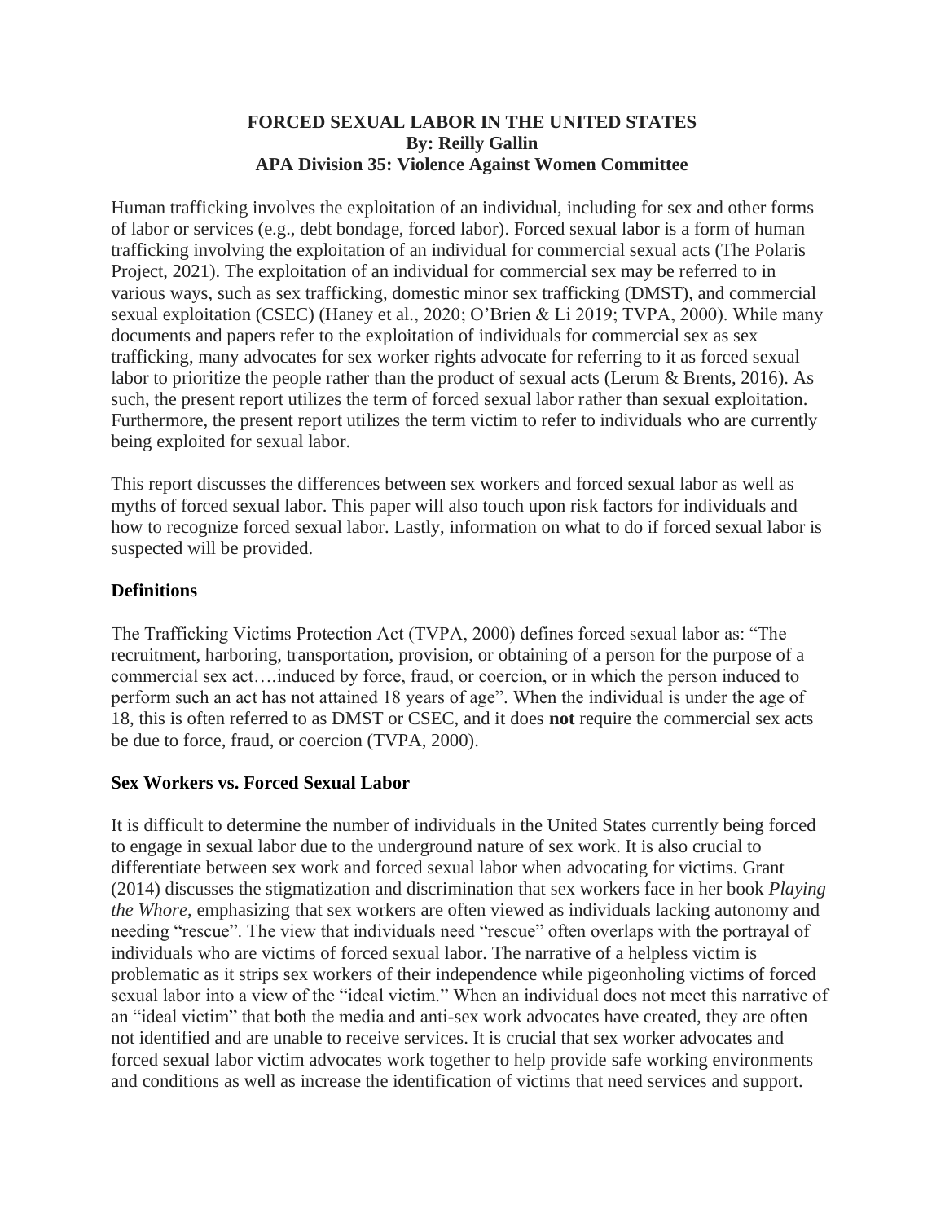# FORCED SEXUAL LABOR IN THE UNITED STATES

**By: Reilly Gallin**

**APA Division 35: Violence Against Women Committee**

Human trafficking involves the exploitation of an individual, including for sex and other forms of labor or services (e.g., debt bondage, forced labor). Forced sexual labor is a form of human trafficking involving the exploitation of an individual for commercial sexual acts (The Polaris Project, 2021). The exploitation of an individual for commercial sex may be referred to in various ways, such as sex trafficking, domestic minor sex trafficking (DMST), and commercial sexual exploitation (CSEC) (Haney et al., 2020; O'Brien & Li 2019; TVPA, 2000). While many documents and papers refer to the exploitation of individuals for commercial sex as sex trafficking, many advocates for sex worker rights advocate for referring to it as forced sexual labor to prioritize the people rather than the product of sexual acts (Lerum & Brents, 2016). As such, the present report utilizes the term of forced sexual labor rather than sexual exploitation. Furthermore, the present report utilizes the term victim to refer to individuals who are currently being exploited for sexual labor.

This report discusses the differences between sex workers and forced sexual labor as well as myths of forced sexual labor. This paper will also touch upon risk factors for individuals and how to recognize forced sexual labor. Lastly, information on what to do if forced sexual labor is suspected will be provided.

## Definitions

The Trafficking Victims Protection Act (TVPA, 2000) defines forced sexual labor as: "The recruitment, harboring, transportation, provision, or obtaining of a person for the purpose of a commercial sex act….induced by force, fraud, or coercion, or in which the person induced to perform such an act has not attained 18 years of age". When the individual is under the age of 18, this is often referred to as DMST or CSEC, and it does **not** require the commercial sex acts be due to force, fraud, or coercion (TVPA, 2000).

## Sex Workers vs. Forced Sexual Labor

It is difficult to determine the number of individuals in the United States currently being forced to engage in sexual labor due to the underground nature of sex work. It is also crucial to differentiate between sex work and forced sexual labor when advocating for victims. Grant (2014) discusses the stigmatization and discrimination that sex workers face in her book *Playing the Whore*, emphasizing that sex workers are often viewed as individuals lacking autonomy and needing "rescue". The view that individuals need "rescue" often overlaps with the portrayal of individuals who are victims of forced sexual labor. The narrative of a helpless victim is problematic as it strips sex workers of their independence while pigeonholing victims of forced sexual labor into a view of the "ideal victim." When an individual does not meet this narrative of an "ideal victim" that both the media and anti-sex work advocates have created, they are often not identified and are unable to receive services. It is crucial that sex worker advocates and forced sexual labor victim advocates work together to help provide safe working environments and conditions as well as increase the identification of victims that need services and support.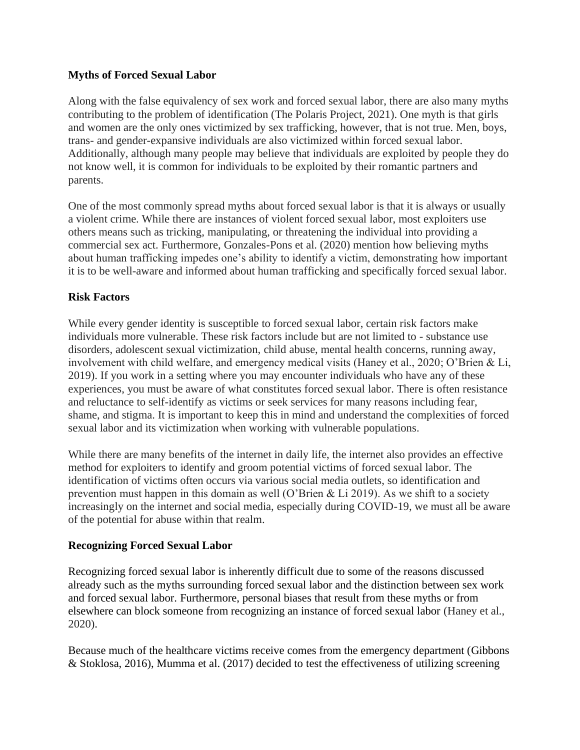**Myths of Forced Sexual Labor**

Along with the false equivalency of sex work and forced sexual labor, there are also many myths contributing to the problem of identification (The Polaris Project, 2021). One myth is that girls and women are the only ones victimized by sex trafficking, however, that is not true. Men, boys, trans- and gender-expansive individuals are also victimized within forced sexual labor. Additionally, although many people may believe that individuals are exploited by people they do not know well, it is common for individuals to be exploited by their romantic partners and parents.

One of the most commonly spread myths about forced sexual labor is that it is always or usually a violent crime. While there are instances of violent forced sexual labor, most exploiters use others means such as tricking, manipulating, or threatening the individual into providing a commercial sex act. Furthermore, Gonzales-Pons et al. (2020) mention how believing myths about human trafficking impedes one's ability to identify a victim, demonstrating how important it is to be well-aware and informed about human trafficking and specifically forced sexual labor.

**Risk Factors**

While every gender identity is susceptible to forced sexual labor, certain risk factors make individuals more vulnerable. These risk factors include but are not limited to - substance use disorders, adolescent sexual victimization, child abuse, mental health concerns, running away, involvement with child welfare, and emergency medical visits (Haney et al., 2020; O'Brien & Li, 2019). If you work in a setting where you may encounter individuals who have any of these experiences, you must be aware of what constitutes forced sexual labor. There is often resistance and reluctance to self-identify as victims or seek services for many reasons including fear, shame, and stigma. It is important to keep this in mind and understand the complexities of forced sexual labor and its victimization when working with vulnerable populations.

While there are many benefits of the internet in daily life, the internet also provides an effective method for exploiters to identify and groom potential victims of forced sexual labor. The identification of victims often occurs via various social media outlets, so identification and prevention must happen in this domain as well (O'Brien & Li 2019). As we shift to a society increasingly on the internet and social media, especially during COVID-19, we must all be aware of the potential for abuse within that realm.

**Recognizing Forced Sexual Labor**

Recognizing forced sexual labor is inherently difficult due to some of the reasons discussed already such as the myths surrounding forced sexual labor and the distinction between sex work and forced sexual labor. Furthermore, personal biases that result from these myths or from elsewhere can block someone from recognizing an instance of forced sexual labor (Haney et al., 2020).

Because much of the healthcare victims receive comes from the emergency department (Gibbons & Stoklosa, 2016), Mumma et al. (2017) decided to test the effectiveness of utilizing screening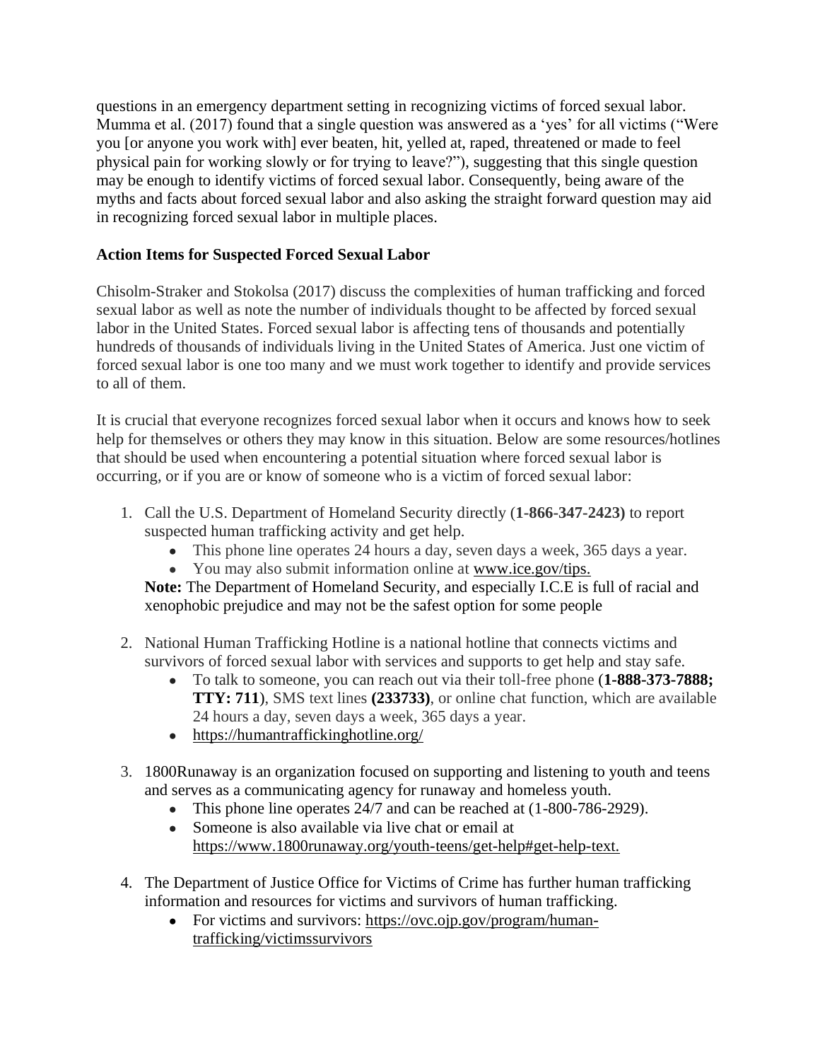questions in an emergency department setting in recognizing victims of forced sexual labor. Mumma et al. (2017) found that a single question was answered as a 'yes' for all victims ("Were you [or anyone you work with] ever beaten, hit, yelled at, raped, threatened or made to feel physical pain for working slowly or for trying to leave?"), suggesting that this single question may be enough to identify victims of forced sexual labor. Consequently, being aware of the myths and facts about forced sexual labor and also asking the straight forward question may aid in recognizing forced sexual labor in multiple places.

**Action Items for Suspected Forced Sexual Labor**

Chisolm-Straker and Stokolsa (2017) discuss the complexities of human trafficking and forced sexual labor as well as note the number of individuals thought to be affected by forced sexual labor in the United States. Forced sexual labor is affecting tens of thousands and potentially hundreds of thousands of individuals living in the United States of America. Just one victim of forced sexual labor is one too many and we must work together to identify and provide services to all of them.

It is crucial that everyone recognizes forced sexual labor when it occurs and knows how to seek help for themselves or others they may know in this situation. Below are some resources/hotlines that should be used when encountering a potential situation where forced sexual labor is occurring, or if you are or know of someone who is a victim of forced sexual labor:

1. Call the U.S. Department of Homeland Security directly (**1-866-347-2423)** to report suspected human trafficking activity and get help.
    - This phone line operates 24 hours a day, seven days a week, 365 days a year.
    - You may also submit information online at www.ice.gov/tips.

    **Note:** The Department of Homeland Security, and especially I.C.E is full of racial and xenophobic prejudice and may not be the safest option for some people

2. National Human Trafficking Hotline is a national hotline that connects victims and survivors of forced sexual labor with services and supports to get help and stay safe.
    - To talk to someone, you can reach out via their toll-free phone (**1-888-373-7888; TTY: 711**), SMS text lines **(233733)**, or online chat function, which are available 24 hours a day, seven days a week, 365 days a year.
    - https://humantraffickinghotline.org/

3. 1800Runaway is an organization focused on supporting and listening to youth and teens and serves as a communicating agency for runaway and homeless youth.
    - This phone line operates 24/7 and can be reached at (1-800-786-2929).
    - Someone is also available via live chat or email at https://www.1800runaway.org/youth-teens/get-help#get-help-text.

4. The Department of Justice Office for Victims of Crime has further human trafficking information and resources for victims and survivors of human trafficking.
    - For victims and survivors: https://ovc.ojp.gov/program/human-trafficking/victimssurvivors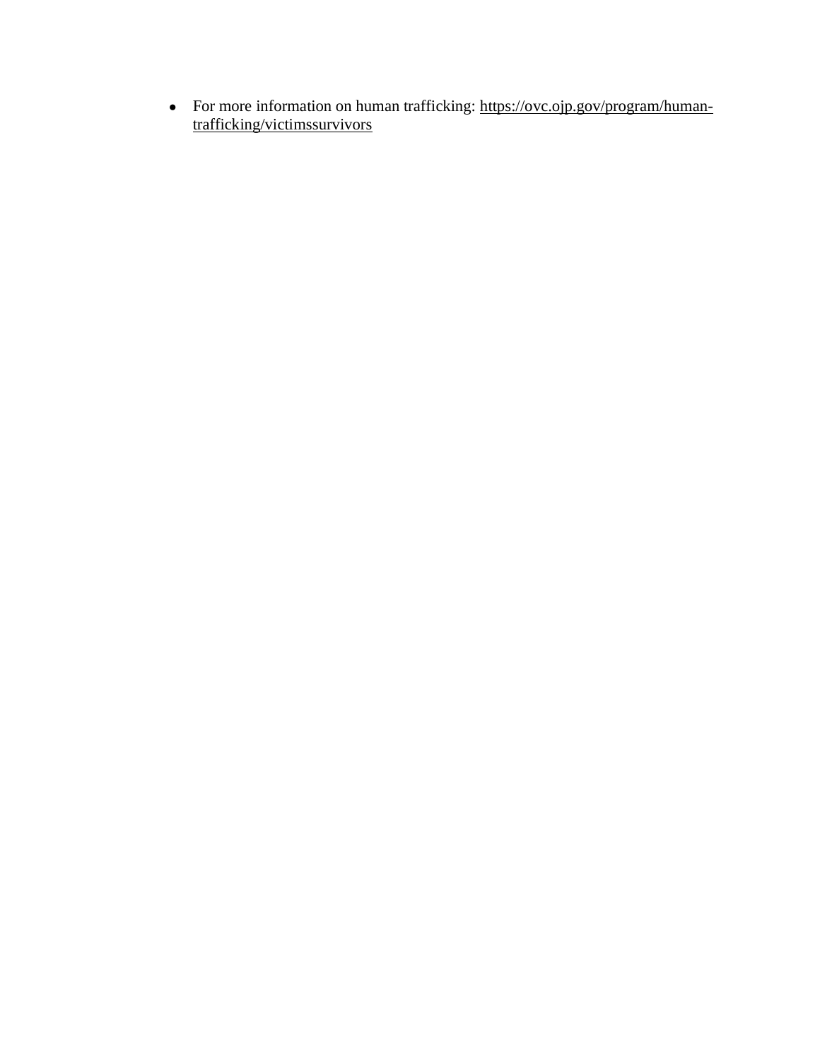- For more information on human trafficking: https://ovc.ojp.gov/program/human-trafficking/victimssurvivors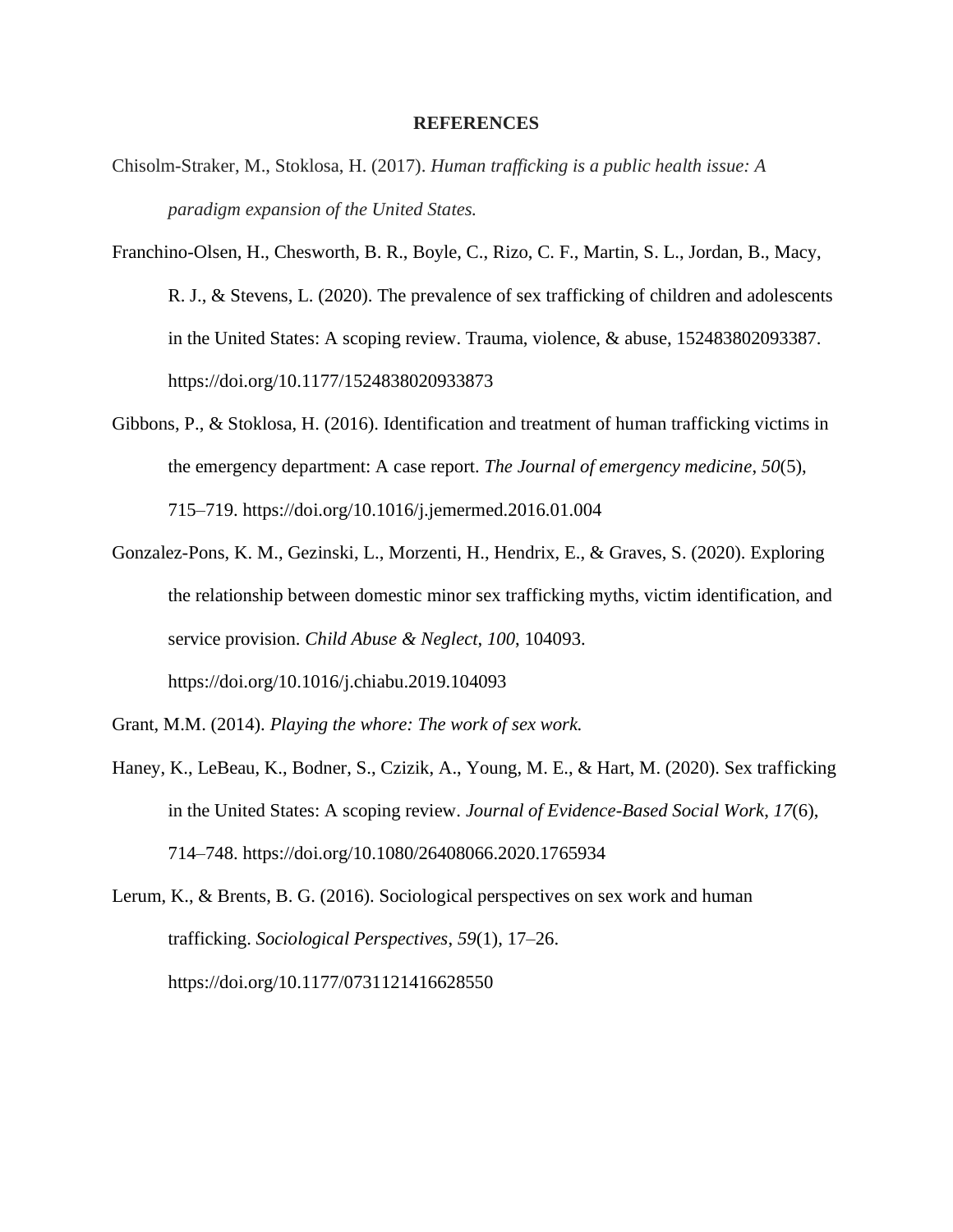# REFERENCES

Chisolm-Straker, M., Stoklosa, H. (2017). *Human trafficking is a public health issue: A paradigm expansion of the United States.*

Franchino-Olsen, H., Chesworth, B. R., Boyle, C., Rizo, C. F., Martin, S. L., Jordan, B., Macy, R. J., & Stevens, L. (2020). The prevalence of sex trafficking of children and adolescents in the United States: A scoping review. Trauma, violence, & abuse, 152483802093387. https://doi.org/10.1177/1524838020933873

Gibbons, P., & Stoklosa, H. (2016). Identification and treatment of human trafficking victims in the emergency department: A case report. *The Journal of emergency medicine*, *50*(5), 715–719. https://doi.org/10.1016/j.jemermed.2016.01.004

Gonzalez-Pons, K. M., Gezinski, L., Morzenti, H., Hendrix, E., & Graves, S. (2020). Exploring the relationship between domestic minor sex trafficking myths, victim identification, and service provision. *Child Abuse & Neglect*, *100*, 104093. https://doi.org/10.1016/j.chiabu.2019.104093

Grant, M.M. (2014). *Playing the whore: The work of sex work.*

Haney, K., LeBeau, K., Bodner, S., Czizik, A., Young, M. E., & Hart, M. (2020). Sex trafficking in the United States: A scoping review. *Journal of Evidence-Based Social Work, 17*(6), 714–748. https://doi.org/10.1080/26408066.2020.1765934

Lerum, K., & Brents, B. G. (2016). Sociological perspectives on sex work and human trafficking. *Sociological Perspectives*, *59*(1), 17–26. https://doi.org/10.1177/0731121416628550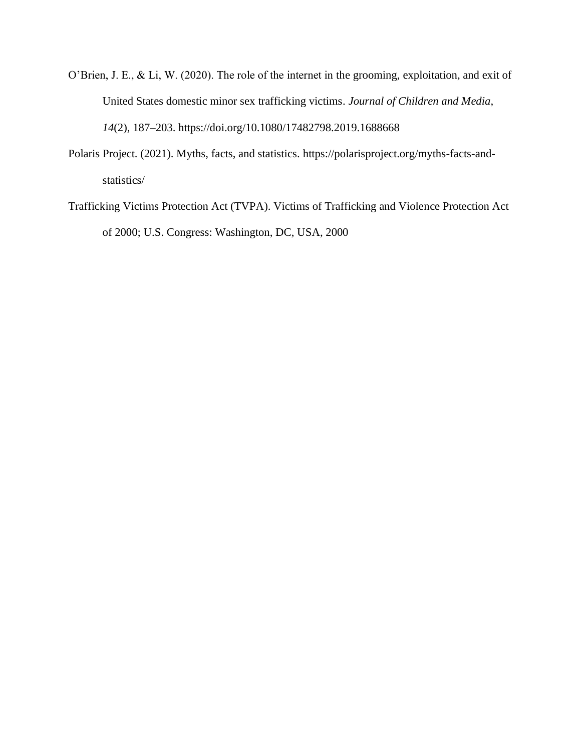O'Brien, J. E., & Li, W. (2020). The role of the internet in the grooming, exploitation, and exit of United States domestic minor sex trafficking victims. *Journal of Children and Media*, *14*(2), 187–203. https://doi.org/10.1080/17482798.2019.1688668

Polaris Project. (2021). Myths, facts, and statistics. https://polarisproject.org/myths-facts-and-statistics/

Trafficking Victims Protection Act (TVPA). Victims of Trafficking and Violence Protection Act of 2000; U.S. Congress: Washington, DC, USA, 2000